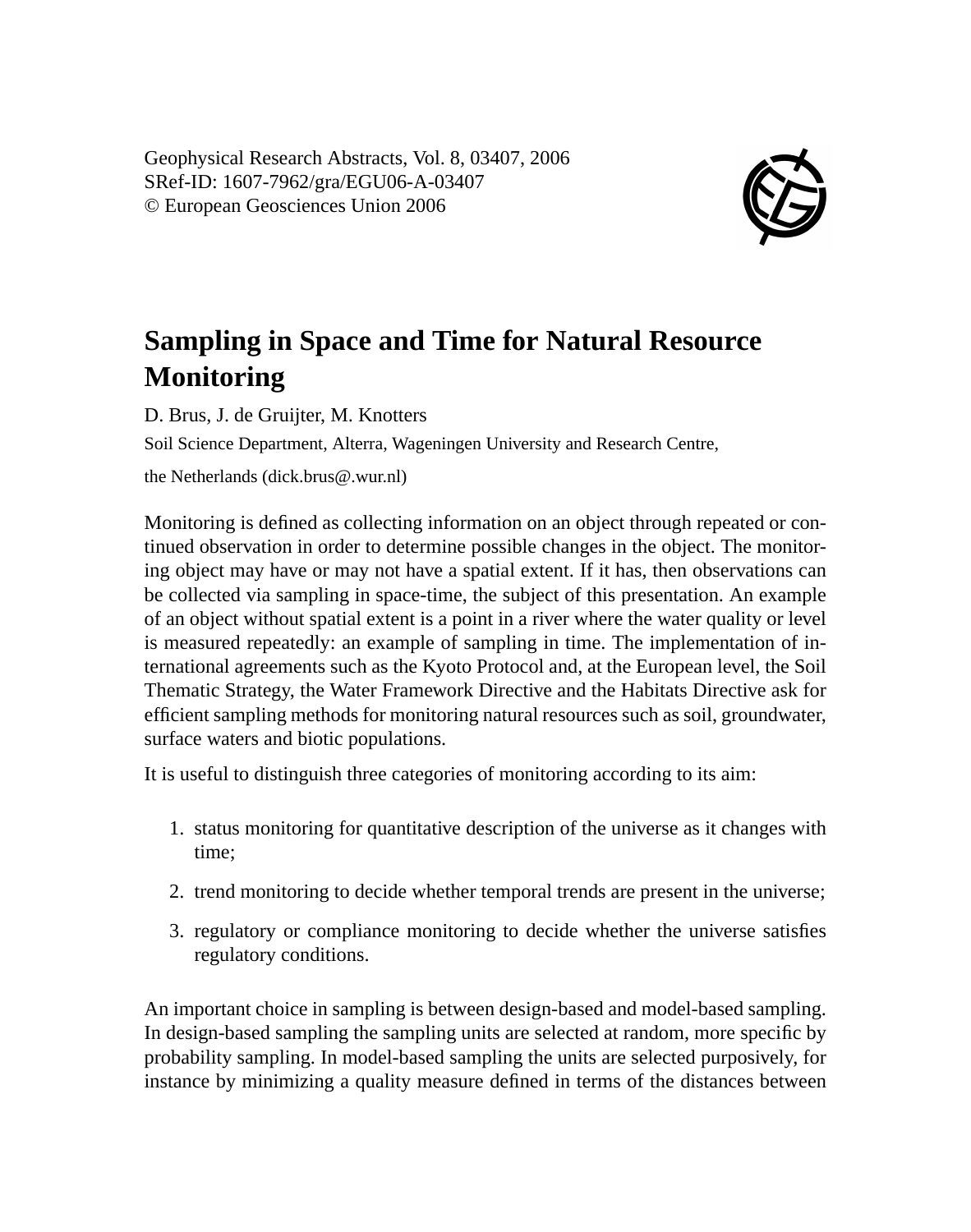Geophysical Research Abstracts, Vol. 8, 03407, 2006
SRef-ID: 1607-7962/gra/EGU06-A-03407
© European Geosciences Union 2006

# Sampling in Space and Time for Natural Resource Monitoring

D. Brus, J. de Gruijter, M. Knotters

Soil Science Department, Alterra, Wageningen University and Research Centre, the Netherlands (dick.brus@.wur.nl)

Monitoring is defined as collecting information on an object through repeated or continued observation in order to determine possible changes in the object. The monitoring object may have or may not have a spatial extent. If it has, then observations can be collected via sampling in space-time, the subject of this presentation. An example of an object without spatial extent is a point in a river where the water quality or level is measured repeatedly: an example of sampling in time. The implementation of international agreements such as the Kyoto Protocol and, at the European level, the Soil Thematic Strategy, the Water Framework Directive and the Habitats Directive ask for efficient sampling methods for monitoring natural resources such as soil, groundwater, surface waters and biotic populations.

It is useful to distinguish three categories of monitoring according to its aim:

1. status monitoring for quantitative description of the universe as it changes with time;
2. trend monitoring to decide whether temporal trends are present in the universe;
3. regulatory or compliance monitoring to decide whether the universe satisfies regulatory conditions.

An important choice in sampling is between design-based and model-based sampling. In design-based sampling the sampling units are selected at random, more specific by probability sampling. In model-based sampling the units are selected purposively, for instance by minimizing a quality measure defined in terms of the distances between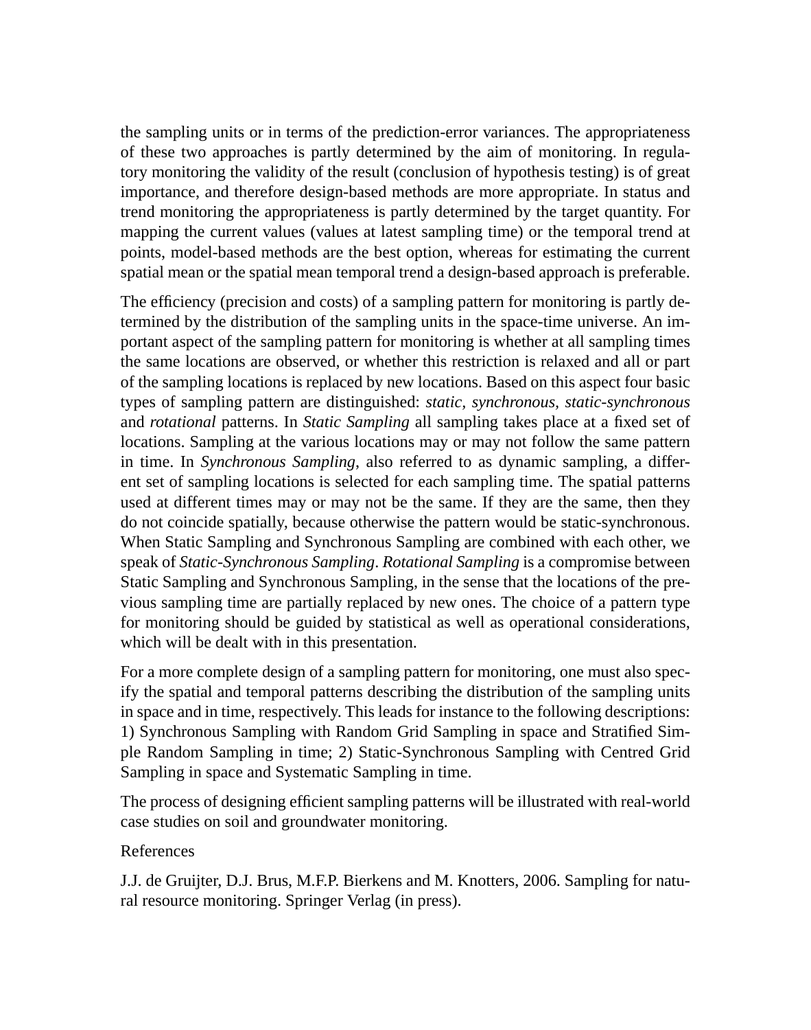the sampling units or in terms of the prediction-error variances. The appropriateness of these two approaches is partly determined by the aim of monitoring. In regulatory monitoring the validity of the result (conclusion of hypothesis testing) is of great importance, and therefore design-based methods are more appropriate. In status and trend monitoring the appropriateness is partly determined by the target quantity. For mapping the current values (values at latest sampling time) or the temporal trend at points, model-based methods are the best option, whereas for estimating the current spatial mean or the spatial mean temporal trend a design-based approach is preferable.

The efficiency (precision and costs) of a sampling pattern for monitoring is partly determined by the distribution of the sampling units in the space-time universe. An important aspect of the sampling pattern for monitoring is whether at all sampling times the same locations are observed, or whether this restriction is relaxed and all or part of the sampling locations is replaced by new locations. Based on this aspect four basic types of sampling pattern are distinguished: *static*, *synchronous*, *static-synchronous* and *rotational* patterns. In *Static Sampling* all sampling takes place at a fixed set of locations. Sampling at the various locations may or may not follow the same pattern in time. In *Synchronous Sampling*, also referred to as dynamic sampling, a different set of sampling locations is selected for each sampling time. The spatial patterns used at different times may or may not be the same. If they are the same, then they do not coincide spatially, because otherwise the pattern would be static-synchronous. When Static Sampling and Synchronous Sampling are combined with each other, we speak of *Static-Synchronous Sampling*. *Rotational Sampling* is a compromise between Static Sampling and Synchronous Sampling, in the sense that the locations of the previous sampling time are partially replaced by new ones. The choice of a pattern type for monitoring should be guided by statistical as well as operational considerations, which will be dealt with in this presentation.

For a more complete design of a sampling pattern for monitoring, one must also specify the spatial and temporal patterns describing the distribution of the sampling units in space and in time, respectively. This leads for instance to the following descriptions: 1) Synchronous Sampling with Random Grid Sampling in space and Stratified Simple Random Sampling in time; 2) Static-Synchronous Sampling with Centred Grid Sampling in space and Systematic Sampling in time.

The process of designing efficient sampling patterns will be illustrated with real-world case studies on soil and groundwater monitoring.

References

J.J. de Gruijter, D.J. Brus, M.F.P. Bierkens and M. Knotters, 2006. Sampling for natural resource monitoring. Springer Verlag (in press).